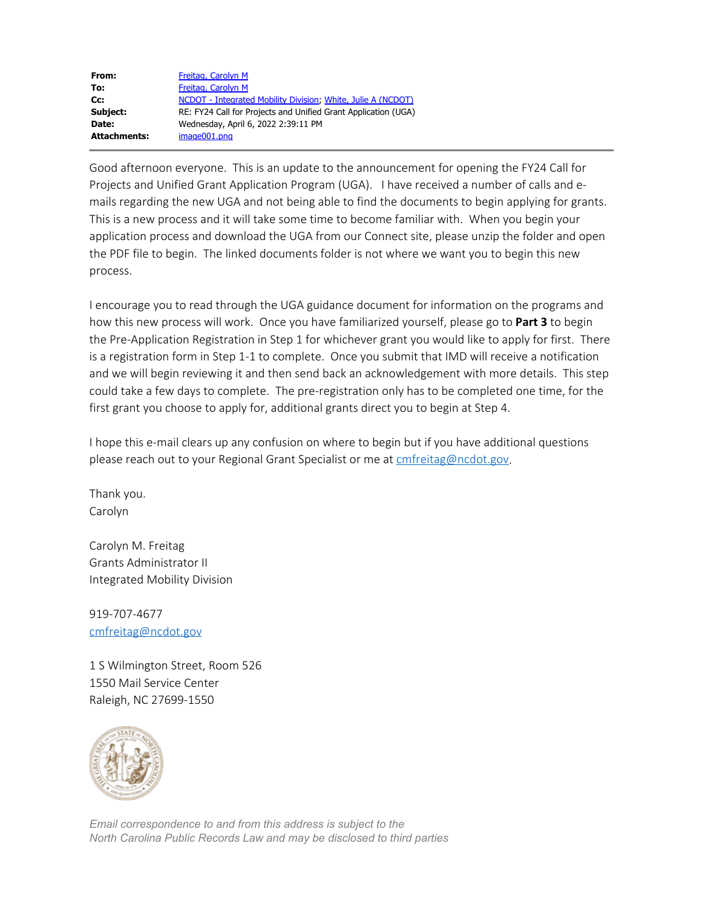| | |
|---|---|
| **From:** | Freitag, Carolyn M |
| **To:** | Freitag, Carolyn M |
| **Cc:** | NCDOT - Integrated Mobility Division; White, Julie A (NCDOT) |
| **Subject:** | RE: FY24 Call for Projects and Unified Grant Application (UGA) |
| **Date:** | Wednesday, April 6, 2022 2:39:11 PM |
| **Attachments:** | image001.png |

---

Good afternoon everyone. This is an update to the announcement for opening the FY24 Call for Projects and Unified Grant Application Program (UGA). I have received a number of calls and e-mails regarding the new UGA and not being able to find the documents to begin applying for grants. This is a new process and it will take some time to become familiar with. When you begin your application process and download the UGA from our Connect site, please unzip the folder and open the PDF file to begin. The linked documents folder is not where we want you to begin this new process.

I encourage you to read through the UGA guidance document for information on the programs and how this new process will work. Once you have familiarized yourself, please go to **Part 3** to begin the Pre-Application Registration in Step 1 for whichever grant you would like to apply for first. There is a registration form in Step 1-1 to complete. Once you submit that IMD will receive a notification and we will begin reviewing it and then send back an acknowledgement with more details. This step could take a few days to complete. The pre-registration only has to be completed one time, for the first grant you choose to apply for, additional grants direct you to begin at Step 4.

I hope this e-mail clears up any confusion on where to begin but if you have additional questions please reach out to your Regional Grant Specialist or me at cmfreitag@ncdot.gov.

Thank you.
Carolyn

Carolyn M. Freitag
Grants Administrator II
Integrated Mobility Division

919-707-4677
cmfreitag@ncdot.gov

1 S Wilmington Street, Room 526
1550 Mail Service Center
Raleigh, NC 27699-1550

*Email correspondence to and from this address is subject to the North Carolina Public Records Law and may be disclosed to third parties*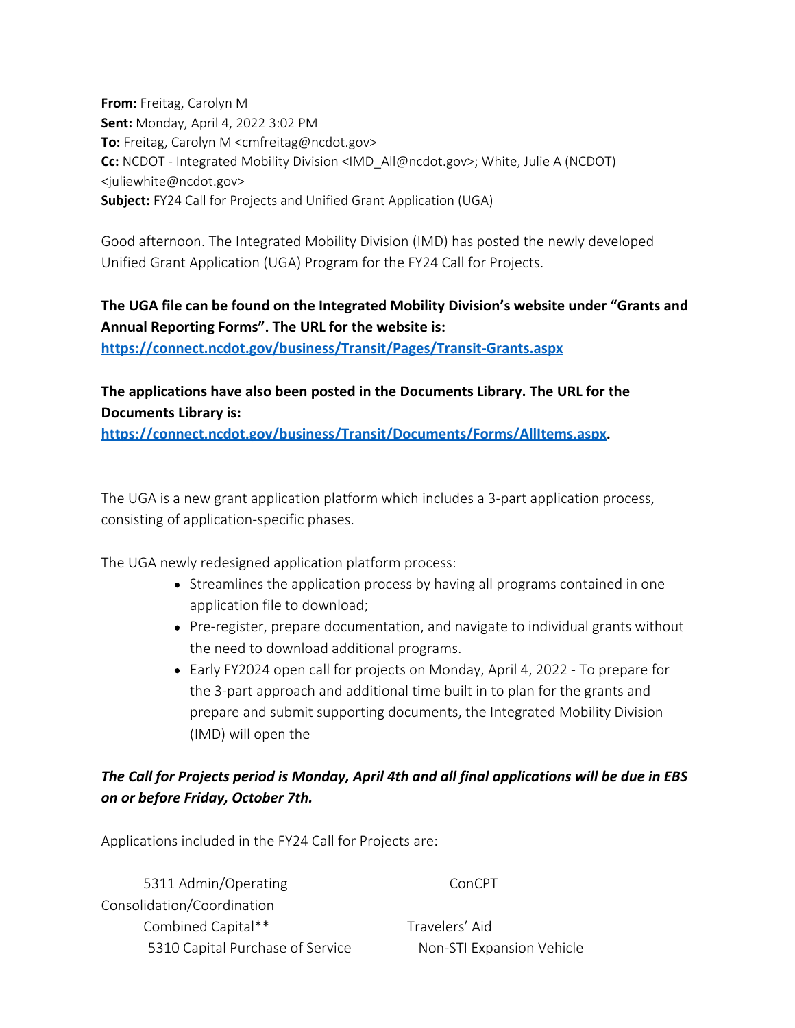**From:** Freitag, Carolyn M
**Sent:** Monday, April 4, 2022 3:02 PM
**To:** Freitag, Carolyn M <cmfreitag@ncdot.gov>
**Cc:** NCDOT - Integrated Mobility Division <IMD_All@ncdot.gov>; White, Julie A (NCDOT) <juliewhite@ncdot.gov>
**Subject:** FY24 Call for Projects and Unified Grant Application (UGA)

Good afternoon. The Integrated Mobility Division (IMD) has posted the newly developed Unified Grant Application (UGA) Program for the FY24 Call for Projects.

**The UGA file can be found on the Integrated Mobility Division's website under "Grants and Annual Reporting Forms". The URL for the website is:**
**https://connect.ncdot.gov/business/Transit/Pages/Transit-Grants.aspx**

**The applications have also been posted in the Documents Library. The URL for the Documents Library is:**
**https://connect.ncdot.gov/business/Transit/Documents/Forms/AllItems.aspx.**

The UGA is a new grant application platform which includes a 3-part application process, consisting of application-specific phases.

The UGA newly redesigned application platform process:

- Streamlines the application process by having all programs contained in one application file to download;
- Pre-register, prepare documentation, and navigate to individual grants without the need to download additional programs.
- Early FY2024 open call for projects on Monday, April 4, 2022 - To prepare for the 3-part approach and additional time built in to plan for the grants and prepare and submit supporting documents, the Integrated Mobility Division (IMD) will open the

***The Call for Projects period is Monday, April 4th and all final applications will be due in EBS on or before Friday, October 7th.***

Applications included in the FY24 Call for Projects are:

| | |
|---|---|
| 5311 Admin/Operating | ConCPT Consolidation/Coordination |
| Combined Capital** | Travelers' Aid |
| 5310 Capital Purchase of Service | Non-STI Expansion Vehicle |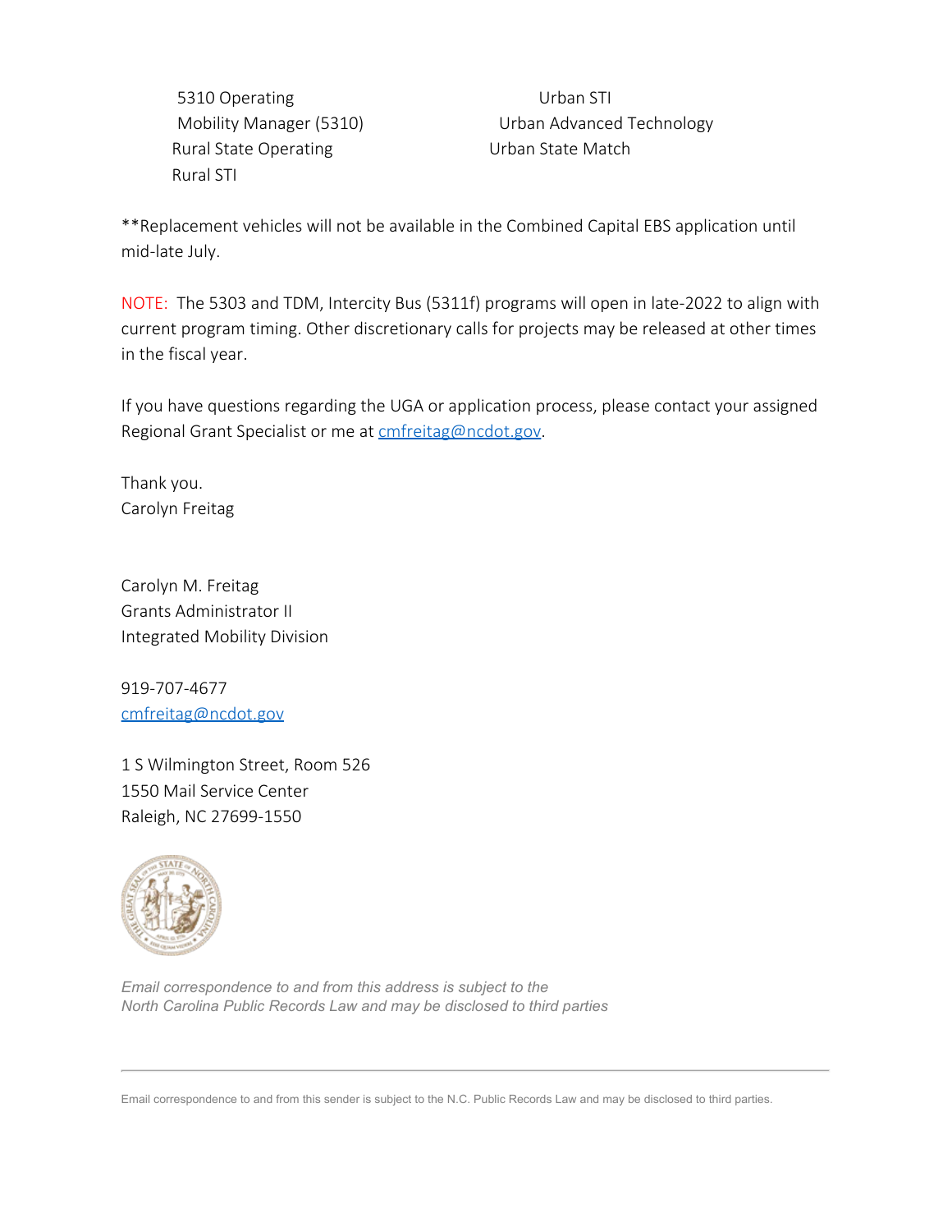- 5310 Operating
- Mobility Manager (5310)
- Rural State Operating
- Rural STI
- Urban STI
- Urban Advanced Technology
- Urban State Match

**Replacement vehicles will not be available in the Combined Capital EBS application until mid-late July.

NOTE: The 5303 and TDM, Intercity Bus (5311f) programs will open in late-2022 to align with current program timing. Other discretionary calls for projects may be released at other times in the fiscal year.

If you have questions regarding the UGA or application process, please contact your assigned Regional Grant Specialist or me at cmfreitag@ncdot.gov.

Thank you.
Carolyn Freitag

Carolyn M. Freitag
Grants Administrator II
Integrated Mobility Division

919-707-4677
cmfreitag@ncdot.gov

1 S Wilmington Street, Room 526
1550 Mail Service Center
Raleigh, NC 27699-1550

*Email correspondence to and from this address is subject to the North Carolina Public Records Law and may be disclosed to third parties*

---

Email correspondence to and from this sender is subject to the N.C. Public Records Law and may be disclosed to third parties.